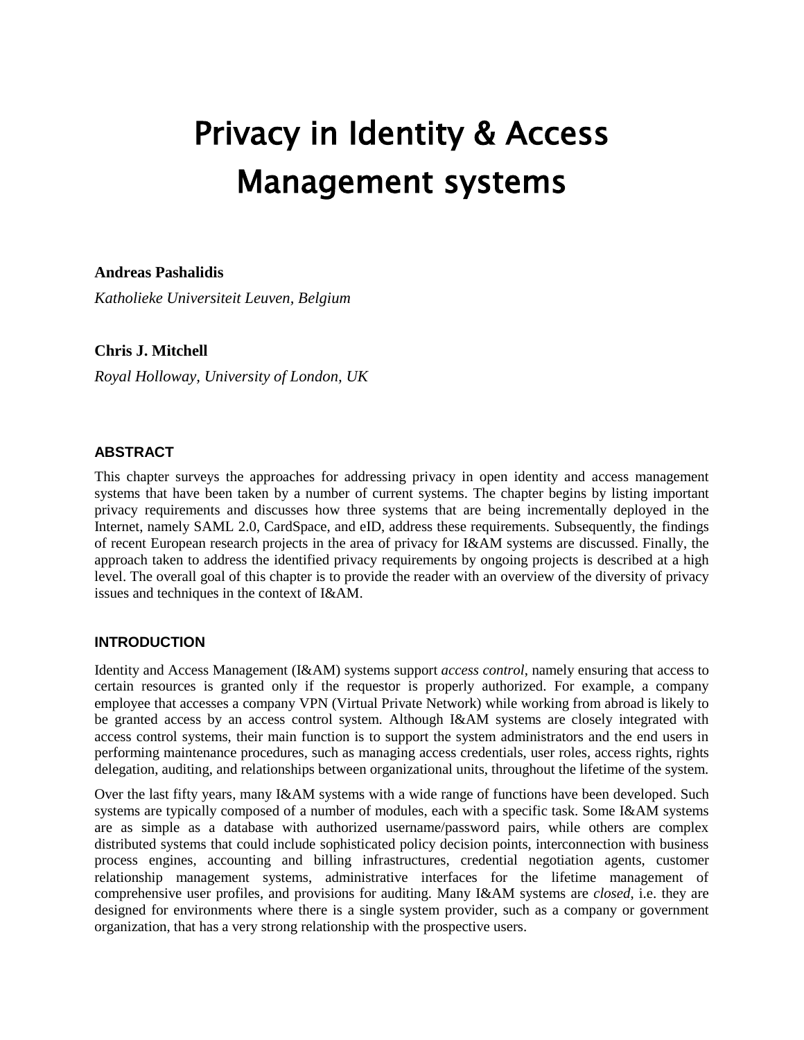# Privacy in Identity & Access Management systems

**Andreas Pashalidis**

*Katholieke Universiteit Leuven, Belgium*

**Chris J. Mitchell**

*Royal Holloway, University of London, UK*

## ABSTRACT

This chapter surveys the approaches for addressing privacy in open identity and access management systems that have been taken by a number of current systems. The chapter begins by listing important privacy requirements and discusses how three systems that are being incrementally deployed in the Internet, namely SAML 2.0, CardSpace, and eID, address these requirements. Subsequently, the findings of recent European research projects in the area of privacy for I&AM systems are discussed. Finally, the approach taken to address the identified privacy requirements by ongoing projects is described at a high level. The overall goal of this chapter is to provide the reader with an overview of the diversity of privacy issues and techniques in the context of I&AM.

## INTRODUCTION

Identity and Access Management (I&AM) systems support *access control*, namely ensuring that access to certain resources is granted only if the requestor is properly authorized. For example, a company employee that accesses a company VPN (Virtual Private Network) while working from abroad is likely to be granted access by an access control system. Although I&AM systems are closely integrated with access control systems, their main function is to support the system administrators and the end users in performing maintenance procedures, such as managing access credentials, user roles, access rights, rights delegation, auditing, and relationships between organizational units, throughout the lifetime of the system.

Over the last fifty years, many I&AM systems with a wide range of functions have been developed. Such systems are typically composed of a number of modules, each with a specific task. Some I&AM systems are as simple as a database with authorized username/password pairs, while others are complex distributed systems that could include sophisticated policy decision points, interconnection with business process engines, accounting and billing infrastructures, credential negotiation agents, customer relationship management systems, administrative interfaces for the lifetime management of comprehensive user profiles, and provisions for auditing. Many I&AM systems are *closed*, i.e. they are designed for environments where there is a single system provider, such as a company or government organization, that has a very strong relationship with the prospective users.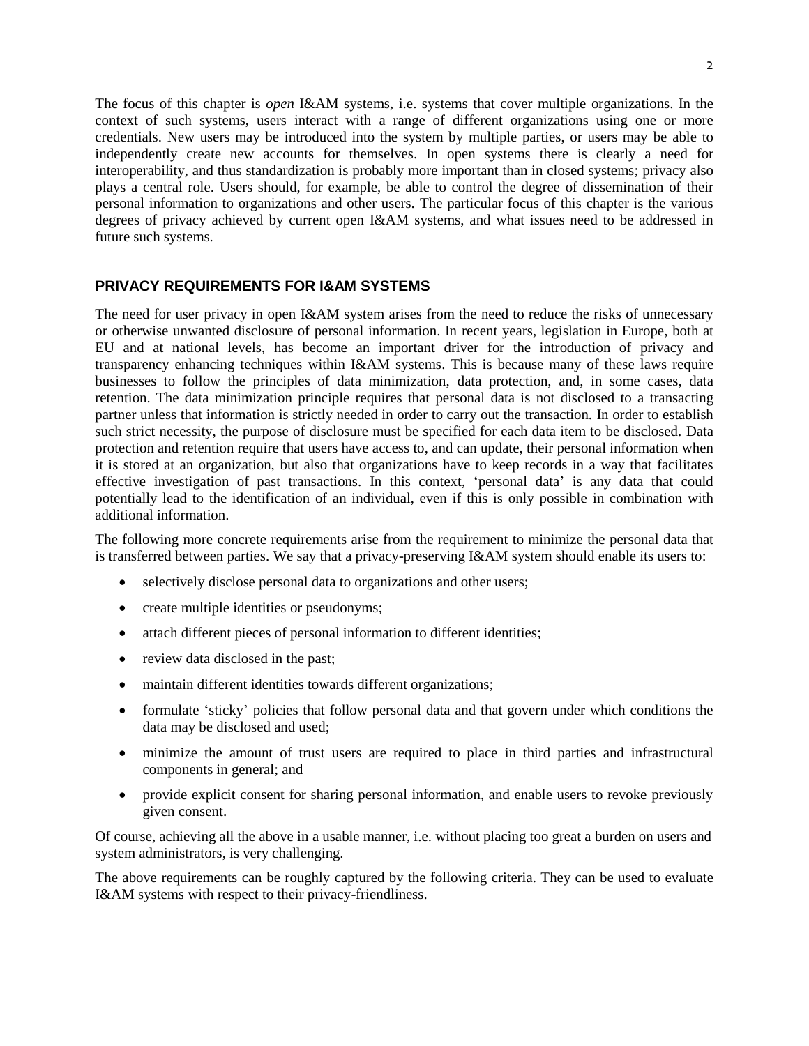The focus of this chapter is *open* I&AM systems, i.e. systems that cover multiple organizations. In the context of such systems, users interact with a range of different organizations using one or more credentials. New users may be introduced into the system by multiple parties, or users may be able to independently create new accounts for themselves. In open systems there is clearly a need for interoperability, and thus standardization is probably more important than in closed systems; privacy also plays a central role. Users should, for example, be able to control the degree of dissemination of their personal information to organizations and other users. The particular focus of this chapter is the various degrees of privacy achieved by current open I&AM systems, and what issues need to be addressed in future such systems.

## PRIVACY REQUIREMENTS FOR I&AM SYSTEMS

The need for user privacy in open I&AM system arises from the need to reduce the risks of unnecessary or otherwise unwanted disclosure of personal information. In recent years, legislation in Europe, both at EU and at national levels, has become an important driver for the introduction of privacy and transparency enhancing techniques within I&AM systems. This is because many of these laws require businesses to follow the principles of data minimization, data protection, and, in some cases, data retention. The data minimization principle requires that personal data is not disclosed to a transacting partner unless that information is strictly needed in order to carry out the transaction. In order to establish such strict necessity, the purpose of disclosure must be specified for each data item to be disclosed. Data protection and retention require that users have access to, and can update, their personal information when it is stored at an organization, but also that organizations have to keep records in a way that facilitates effective investigation of past transactions. In this context, 'personal data' is any data that could potentially lead to the identification of an individual, even if this is only possible in combination with additional information.

The following more concrete requirements arise from the requirement to minimize the personal data that is transferred between parties. We say that a privacy-preserving I&AM system should enable its users to:

- selectively disclose personal data to organizations and other users;
- create multiple identities or pseudonyms;
- attach different pieces of personal information to different identities;
- review data disclosed in the past;
- maintain different identities towards different organizations;
- formulate 'sticky' policies that follow personal data and that govern under which conditions the data may be disclosed and used;
- minimize the amount of trust users are required to place in third parties and infrastructural components in general; and
- provide explicit consent for sharing personal information, and enable users to revoke previously given consent.

Of course, achieving all the above in a usable manner, i.e. without placing too great a burden on users and system administrators, is very challenging.

The above requirements can be roughly captured by the following criteria. They can be used to evaluate I&AM systems with respect to their privacy-friendliness.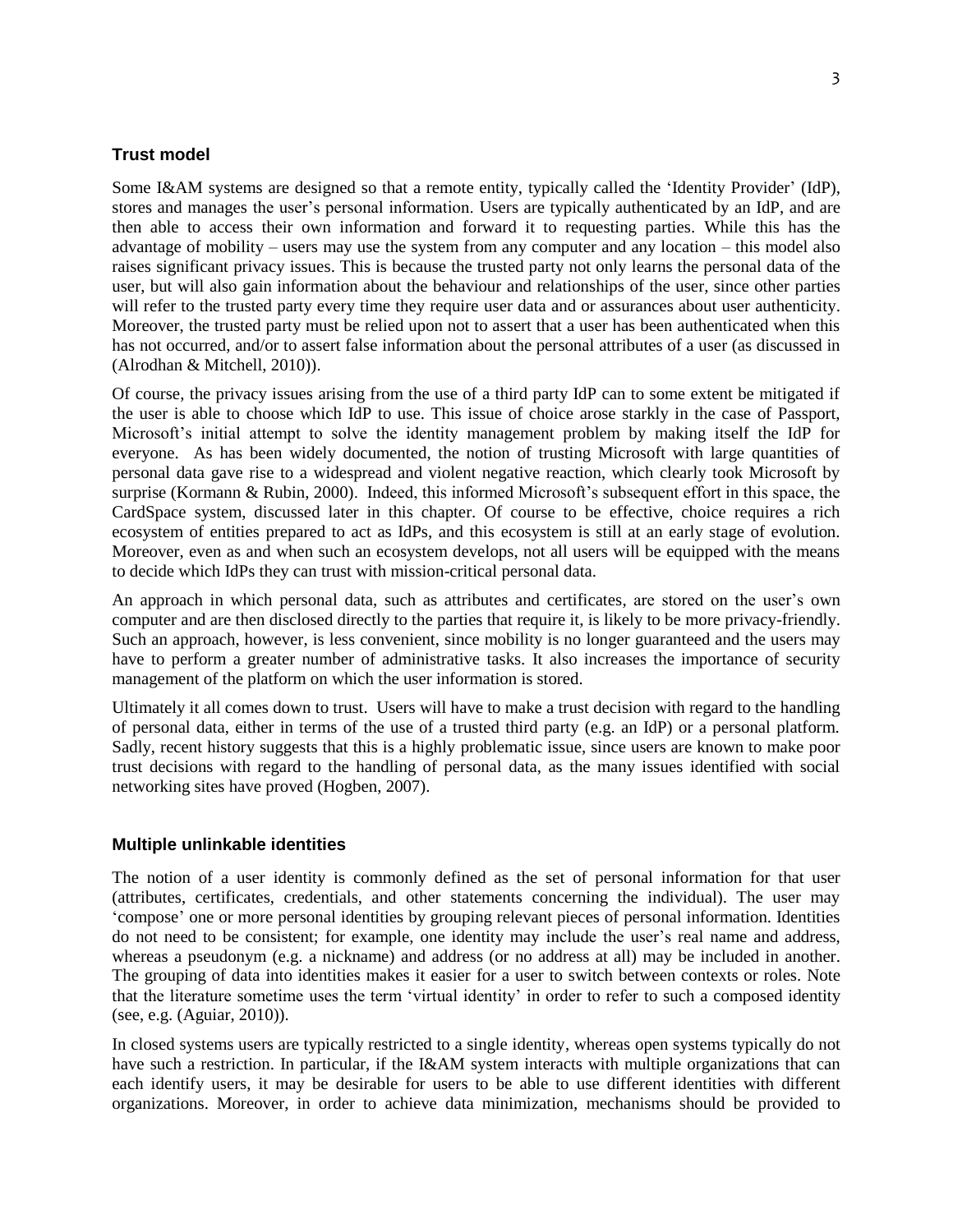### Trust model

Some I&AM systems are designed so that a remote entity, typically called the 'Identity Provider' (IdP), stores and manages the user's personal information. Users are typically authenticated by an IdP, and are then able to access their own information and forward it to requesting parties. While this has the advantage of mobility – users may use the system from any computer and any location – this model also raises significant privacy issues. This is because the trusted party not only learns the personal data of the user, but will also gain information about the behaviour and relationships of the user, since other parties will refer to the trusted party every time they require user data and or assurances about user authenticity. Moreover, the trusted party must be relied upon not to assert that a user has been authenticated when this has not occurred, and/or to assert false information about the personal attributes of a user (as discussed in (Alrodhan & Mitchell, 2010)).

Of course, the privacy issues arising from the use of a third party IdP can to some extent be mitigated if the user is able to choose which IdP to use. This issue of choice arose starkly in the case of Passport, Microsoft's initial attempt to solve the identity management problem by making itself the IdP for everyone. As has been widely documented, the notion of trusting Microsoft with large quantities of personal data gave rise to a widespread and violent negative reaction, which clearly took Microsoft by surprise (Kormann & Rubin, 2000). Indeed, this informed Microsoft's subsequent effort in this space, the CardSpace system, discussed later in this chapter. Of course to be effective, choice requires a rich ecosystem of entities prepared to act as IdPs, and this ecosystem is still at an early stage of evolution. Moreover, even as and when such an ecosystem develops, not all users will be equipped with the means to decide which IdPs they can trust with mission-critical personal data.

An approach in which personal data, such as attributes and certificates, are stored on the user's own computer and are then disclosed directly to the parties that require it, is likely to be more privacy-friendly. Such an approach, however, is less convenient, since mobility is no longer guaranteed and the users may have to perform a greater number of administrative tasks. It also increases the importance of security management of the platform on which the user information is stored.

Ultimately it all comes down to trust. Users will have to make a trust decision with regard to the handling of personal data, either in terms of the use of a trusted third party (e.g. an IdP) or a personal platform. Sadly, recent history suggests that this is a highly problematic issue, since users are known to make poor trust decisions with regard to the handling of personal data, as the many issues identified with social networking sites have proved (Hogben, 2007).

### Multiple unlinkable identities

The notion of a user identity is commonly defined as the set of personal information for that user (attributes, certificates, credentials, and other statements concerning the individual). The user may 'compose' one or more personal identities by grouping relevant pieces of personal information. Identities do not need to be consistent; for example, one identity may include the user's real name and address, whereas a pseudonym (e.g. a nickname) and address (or no address at all) may be included in another. The grouping of data into identities makes it easier for a user to switch between contexts or roles. Note that the literature sometime uses the term 'virtual identity' in order to refer to such a composed identity (see, e.g. (Aguiar, 2010)).

In closed systems users are typically restricted to a single identity, whereas open systems typically do not have such a restriction. In particular, if the I&AM system interacts with multiple organizations that can each identify users, it may be desirable for users to be able to use different identities with different organizations. Moreover, in order to achieve data minimization, mechanisms should be provided to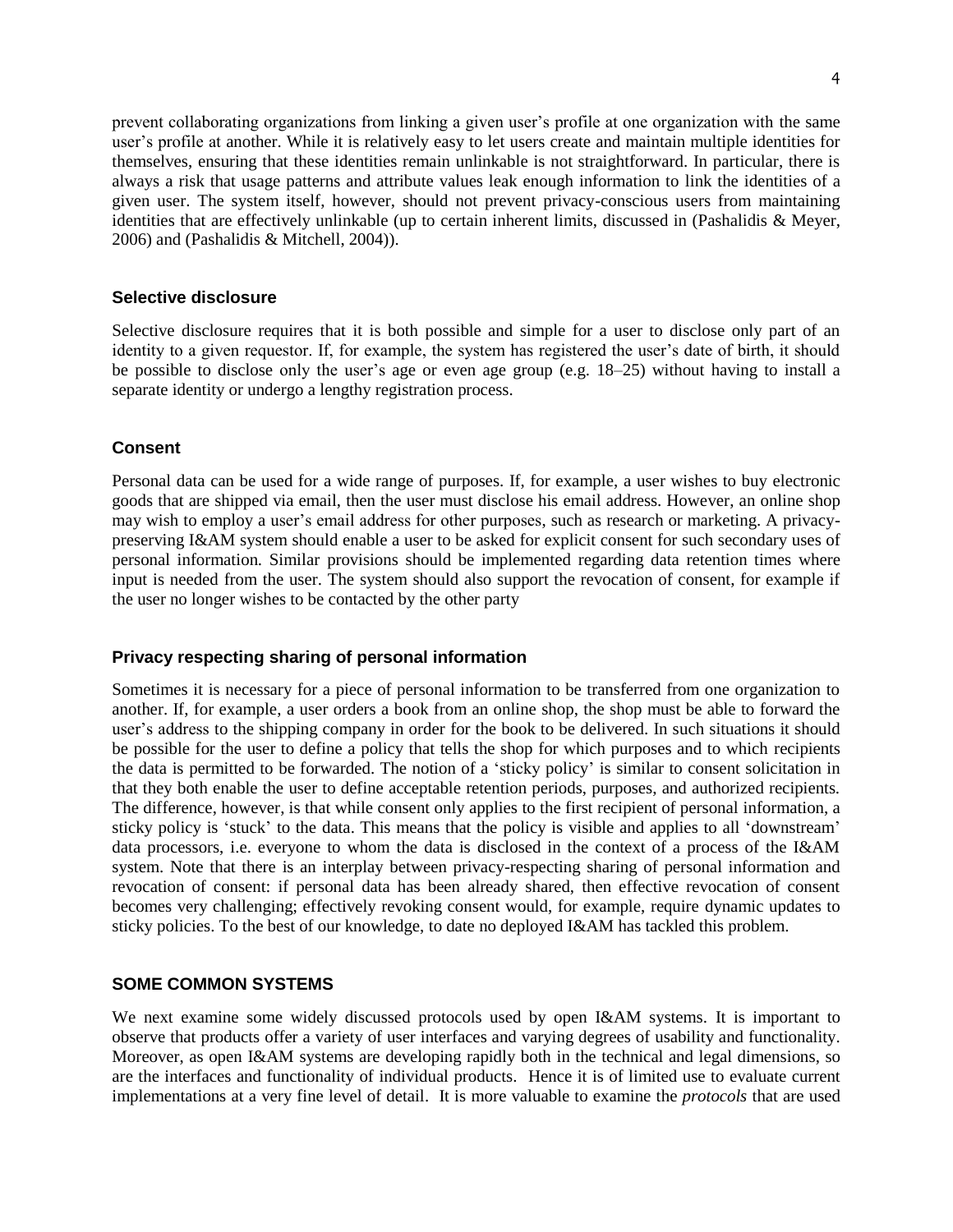prevent collaborating organizations from linking a given user's profile at one organization with the same user's profile at another. While it is relatively easy to let users create and maintain multiple identities for themselves, ensuring that these identities remain unlinkable is not straightforward. In particular, there is always a risk that usage patterns and attribute values leak enough information to link the identities of a given user. The system itself, however, should not prevent privacy-conscious users from maintaining identities that are effectively unlinkable (up to certain inherent limits, discussed in (Pashalidis & Meyer, 2006) and (Pashalidis & Mitchell, 2004)).

### Selective disclosure

Selective disclosure requires that it is both possible and simple for a user to disclose only part of an identity to a given requestor. If, for example, the system has registered the user's date of birth, it should be possible to disclose only the user's age or even age group (e.g. 18–25) without having to install a separate identity or undergo a lengthy registration process.

### Consent

Personal data can be used for a wide range of purposes. If, for example, a user wishes to buy electronic goods that are shipped via email, then the user must disclose his email address. However, an online shop may wish to employ a user's email address for other purposes, such as research or marketing. A privacy-preserving I&AM system should enable a user to be asked for explicit consent for such secondary uses of personal information. Similar provisions should be implemented regarding data retention times where input is needed from the user. The system should also support the revocation of consent, for example if the user no longer wishes to be contacted by the other party

### Privacy respecting sharing of personal information

Sometimes it is necessary for a piece of personal information to be transferred from one organization to another. If, for example, a user orders a book from an online shop, the shop must be able to forward the user's address to the shipping company in order for the book to be delivered. In such situations it should be possible for the user to define a policy that tells the shop for which purposes and to which recipients the data is permitted to be forwarded. The notion of a 'sticky policy' is similar to consent solicitation in that they both enable the user to define acceptable retention periods, purposes, and authorized recipients. The difference, however, is that while consent only applies to the first recipient of personal information, a sticky policy is 'stuck' to the data. This means that the policy is visible and applies to all 'downstream' data processors, i.e. everyone to whom the data is disclosed in the context of a process of the I&AM system. Note that there is an interplay between privacy-respecting sharing of personal information and revocation of consent: if personal data has been already shared, then effective revocation of consent becomes very challenging; effectively revoking consent would, for example, require dynamic updates to sticky policies. To the best of our knowledge, to date no deployed I&AM has tackled this problem.

## SOME COMMON SYSTEMS

We next examine some widely discussed protocols used by open I&AM systems. It is important to observe that products offer a variety of user interfaces and varying degrees of usability and functionality. Moreover, as open I&AM systems are developing rapidly both in the technical and legal dimensions, so are the interfaces and functionality of individual products. Hence it is of limited use to evaluate current implementations at a very fine level of detail. It is more valuable to examine the *protocols* that are used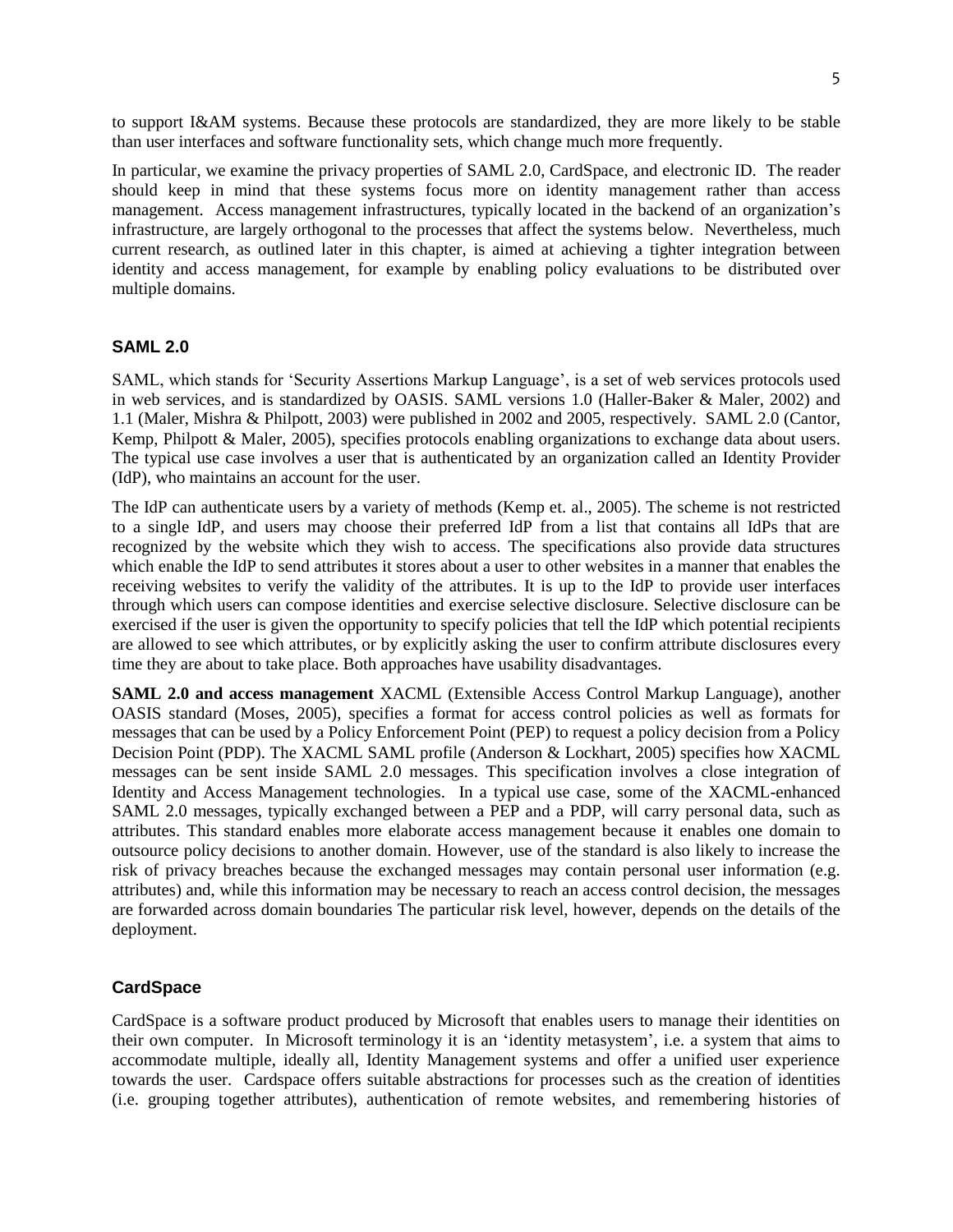to support I&AM systems. Because these protocols are standardized, they are more likely to be stable than user interfaces and software functionality sets, which change much more frequently.

In particular, we examine the privacy properties of SAML 2.0, CardSpace, and electronic ID. The reader should keep in mind that these systems focus more on identity management rather than access management. Access management infrastructures, typically located in the backend of an organization's infrastructure, are largely orthogonal to the processes that affect the systems below. Nevertheless, much current research, as outlined later in this chapter, is aimed at achieving a tighter integration between identity and access management, for example by enabling policy evaluations to be distributed over multiple domains.

### SAML 2.0

SAML, which stands for 'Security Assertions Markup Language', is a set of web services protocols used in web services, and is standardized by OASIS. SAML versions 1.0 (Haller-Baker & Maler, 2002) and 1.1 (Maler, Mishra & Philpott, 2003) were published in 2002 and 2005, respectively. SAML 2.0 (Cantor, Kemp, Philpott & Maler, 2005), specifies protocols enabling organizations to exchange data about users. The typical use case involves a user that is authenticated by an organization called an Identity Provider (IdP), who maintains an account for the user.

The IdP can authenticate users by a variety of methods (Kemp et. al., 2005). The scheme is not restricted to a single IdP, and users may choose their preferred IdP from a list that contains all IdPs that are recognized by the website which they wish to access. The specifications also provide data structures which enable the IdP to send attributes it stores about a user to other websites in a manner that enables the receiving websites to verify the validity of the attributes. It is up to the IdP to provide user interfaces through which users can compose identities and exercise selective disclosure. Selective disclosure can be exercised if the user is given the opportunity to specify policies that tell the IdP which potential recipients are allowed to see which attributes, or by explicitly asking the user to confirm attribute disclosures every time they are about to take place. Both approaches have usability disadvantages.

**SAML 2.0 and access management** XACML (Extensible Access Control Markup Language), another OASIS standard (Moses, 2005), specifies a format for access control policies as well as formats for messages that can be used by a Policy Enforcement Point (PEP) to request a policy decision from a Policy Decision Point (PDP). The XACML SAML profile (Anderson & Lockhart, 2005) specifies how XACML messages can be sent inside SAML 2.0 messages. This specification involves a close integration of Identity and Access Management technologies. In a typical use case, some of the XACML-enhanced SAML 2.0 messages, typically exchanged between a PEP and a PDP, will carry personal data, such as attributes. This standard enables more elaborate access management because it enables one domain to outsource policy decisions to another domain. However, use of the standard is also likely to increase the risk of privacy breaches because the exchanged messages may contain personal user information (e.g. attributes) and, while this information may be necessary to reach an access control decision, the messages are forwarded across domain boundaries The particular risk level, however, depends on the details of the deployment.

### CardSpace

CardSpace is a software product produced by Microsoft that enables users to manage their identities on their own computer. In Microsoft terminology it is an 'identity metasystem', i.e. a system that aims to accommodate multiple, ideally all, Identity Management systems and offer a unified user experience towards the user. Cardspace offers suitable abstractions for processes such as the creation of identities (i.e. grouping together attributes), authentication of remote websites, and remembering histories of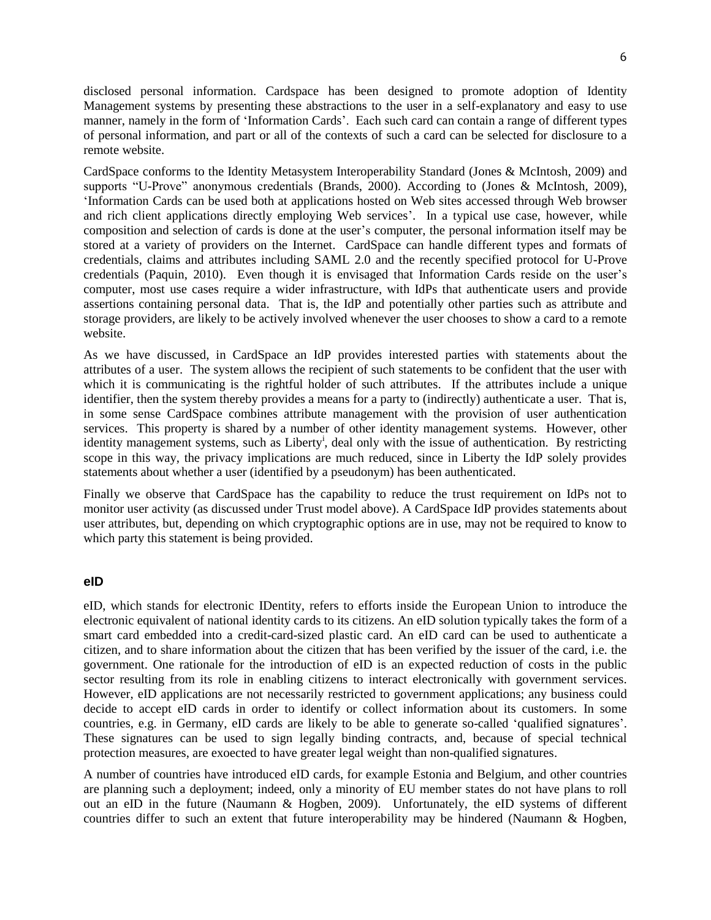disclosed personal information. Cardspace has been designed to promote adoption of Identity Management systems by presenting these abstractions to the user in a self-explanatory and easy to use manner, namely in the form of 'Information Cards'. Each such card can contain a range of different types of personal information, and part or all of the contexts of such a card can be selected for disclosure to a remote website.

CardSpace conforms to the Identity Metasystem Interoperability Standard (Jones & McIntosh, 2009) and supports "U-Prove" anonymous credentials (Brands, 2000). According to (Jones & McIntosh, 2009), 'Information Cards can be used both at applications hosted on Web sites accessed through Web browser and rich client applications directly employing Web services'. In a typical use case, however, while composition and selection of cards is done at the user's computer, the personal information itself may be stored at a variety of providers on the Internet. CardSpace can handle different types and formats of credentials, claims and attributes including SAML 2.0 and the recently specified protocol for U-Prove credentials (Paquin, 2010). Even though it is envisaged that Information Cards reside on the user's computer, most use cases require a wider infrastructure, with IdPs that authenticate users and provide assertions containing personal data. That is, the IdP and potentially other parties such as attribute and storage providers, are likely to be actively involved whenever the user chooses to show a card to a remote website.

As we have discussed, in CardSpace an IdP provides interested parties with statements about the attributes of a user. The system allows the recipient of such statements to be confident that the user with which it is communicating is the rightful holder of such attributes. If the attributes include a unique identifier, then the system thereby provides a means for a party to (indirectly) authenticate a user. That is, in some sense CardSpace combines attribute management with the provision of user authentication services. This property is shared by a number of other identity management systems. However, other identity management systems, such as Liberty[i], deal only with the issue of authentication. By restricting scope in this way, the privacy implications are much reduced, since in Liberty the IdP solely provides statements about whether a user (identified by a pseudonym) has been authenticated.

Finally we observe that CardSpace has the capability to reduce the trust requirement on IdPs not to monitor user activity (as discussed under Trust model above). A CardSpace IdP provides statements about user attributes, but, depending on which cryptographic options are in use, may not be required to know to which party this statement is being provided.

### eID

eID, which stands for electronic IDentity, refers to efforts inside the European Union to introduce the electronic equivalent of national identity cards to its citizens. An eID solution typically takes the form of a smart card embedded into a credit-card-sized plastic card. An eID card can be used to authenticate a citizen, and to share information about the citizen that has been verified by the issuer of the card, i.e. the government. One rationale for the introduction of eID is an expected reduction of costs in the public sector resulting from its role in enabling citizens to interact electronically with government services. However, eID applications are not necessarily restricted to government applications; any business could decide to accept eID cards in order to identify or collect information about its customers. In some countries, e.g. in Germany, eID cards are likely to be able to generate so-called 'qualified signatures'. These signatures can be used to sign legally binding contracts, and, because of special technical protection measures, are exoected to have greater legal weight than non-qualified signatures.

A number of countries have introduced eID cards, for example Estonia and Belgium, and other countries are planning such a deployment; indeed, only a minority of EU member states do not have plans to roll out an eID in the future (Naumann & Hogben, 2009). Unfortunately, the eID systems of different countries differ to such an extent that future interoperability may be hindered (Naumann & Hogben,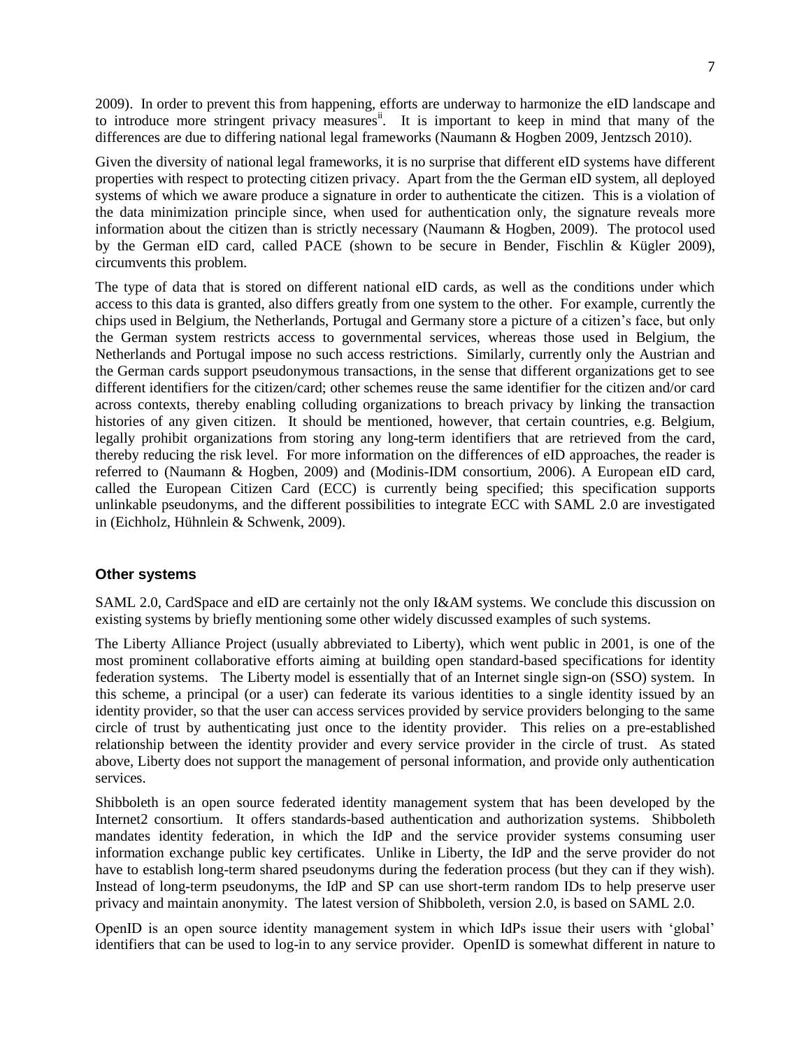2009). In order to prevent this from happening, efforts are underway to harmonize the eID landscape and to introduce more stringent privacy measures[ii]. It is important to keep in mind that many of the differences are due to differing national legal frameworks (Naumann & Hogben 2009, Jentzsch 2010).

Given the diversity of national legal frameworks, it is no surprise that different eID systems have different properties with respect to protecting citizen privacy. Apart from the the German eID system, all deployed systems of which we aware produce a signature in order to authenticate the citizen. This is a violation of the data minimization principle since, when used for authentication only, the signature reveals more information about the citizen than is strictly necessary (Naumann & Hogben, 2009). The protocol used by the German eID card, called PACE (shown to be secure in Bender, Fischlin & Kügler 2009), circumvents this problem.

The type of data that is stored on different national eID cards, as well as the conditions under which access to this data is granted, also differs greatly from one system to the other. For example, currently the chips used in Belgium, the Netherlands, Portugal and Germany store a picture of a citizen's face, but only the German system restricts access to governmental services, whereas those used in Belgium, the Netherlands and Portugal impose no such access restrictions. Similarly, currently only the Austrian and the German cards support pseudonymous transactions, in the sense that different organizations get to see different identifiers for the citizen/card; other schemes reuse the same identifier for the citizen and/or card across contexts, thereby enabling colluding organizations to breach privacy by linking the transaction histories of any given citizen. It should be mentioned, however, that certain countries, e.g. Belgium, legally prohibit organizations from storing any long-term identifiers that are retrieved from the card, thereby reducing the risk level. For more information on the differences of eID approaches, the reader is referred to (Naumann & Hogben, 2009) and (Modinis-IDM consortium, 2006). A European eID card, called the European Citizen Card (ECC) is currently being specified; this specification supports unlinkable pseudonyms, and the different possibilities to integrate ECC with SAML 2.0 are investigated in (Eichholz, Hühnlein & Schwenk, 2009).

### Other systems

SAML 2.0, CardSpace and eID are certainly not the only I&AM systems. We conclude this discussion on existing systems by briefly mentioning some other widely discussed examples of such systems.

The Liberty Alliance Project (usually abbreviated to Liberty), which went public in 2001, is one of the most prominent collaborative efforts aiming at building open standard-based specifications for identity federation systems. The Liberty model is essentially that of an Internet single sign-on (SSO) system. In this scheme, a principal (or a user) can federate its various identities to a single identity issued by an identity provider, so that the user can access services provided by service providers belonging to the same circle of trust by authenticating just once to the identity provider. This relies on a pre-established relationship between the identity provider and every service provider in the circle of trust. As stated above, Liberty does not support the management of personal information, and provide only authentication services.

Shibboleth is an open source federated identity management system that has been developed by the Internet2 consortium. It offers standards-based authentication and authorization systems. Shibboleth mandates identity federation, in which the IdP and the service provider systems consuming user information exchange public key certificates. Unlike in Liberty, the IdP and the serve provider do not have to establish long-term shared pseudonyms during the federation process (but they can if they wish). Instead of long-term pseudonyms, the IdP and SP can use short-term random IDs to help preserve user privacy and maintain anonymity. The latest version of Shibboleth, version 2.0, is based on SAML 2.0.

OpenID is an open source identity management system in which IdPs issue their users with 'global' identifiers that can be used to log-in to any service provider. OpenID is somewhat different in nature to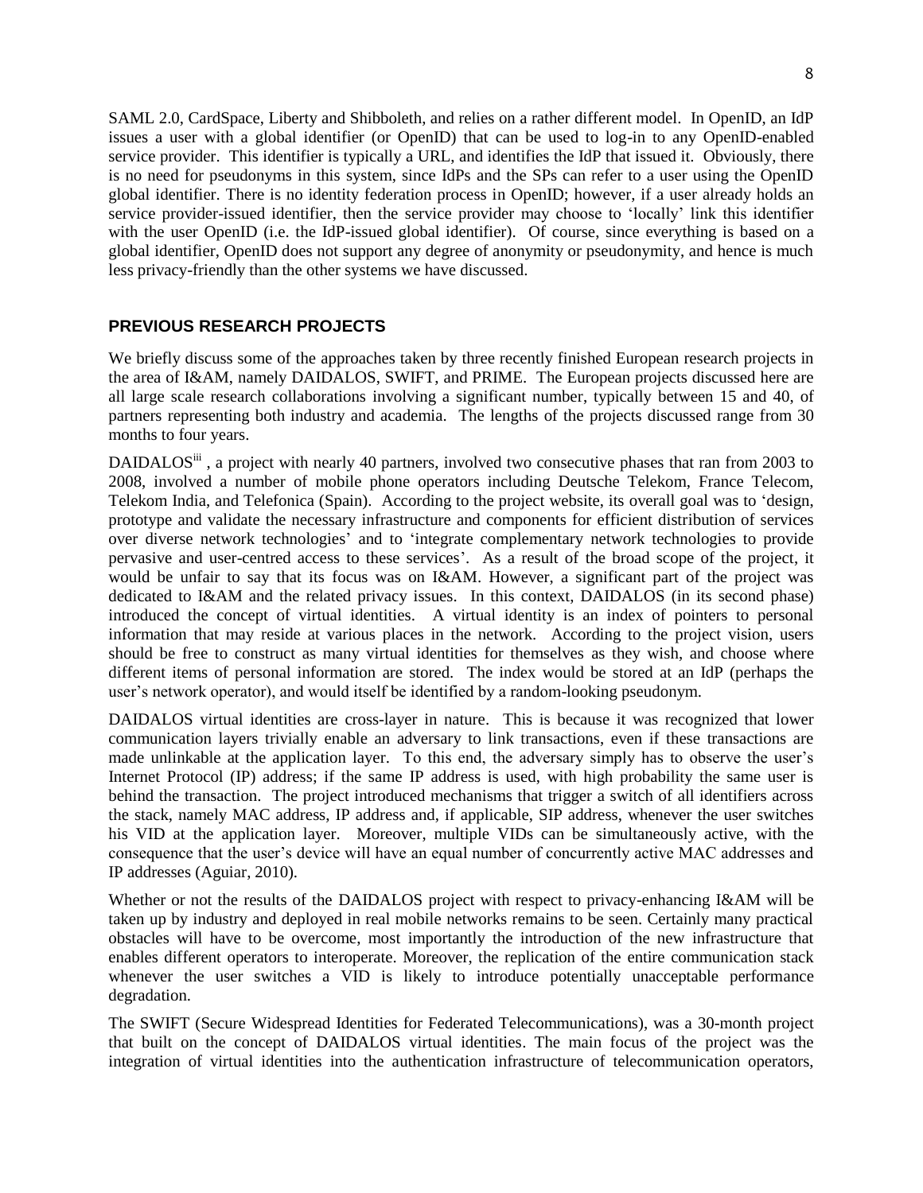SAML 2.0, CardSpace, Liberty and Shibboleth, and relies on a rather different model. In OpenID, an IdP issues a user with a global identifier (or OpenID) that can be used to log-in to any OpenID-enabled service provider. This identifier is typically a URL, and identifies the IdP that issued it. Obviously, there is no need for pseudonyms in this system, since IdPs and the SPs can refer to a user using the OpenID global identifier. There is no identity federation process in OpenID; however, if a user already holds an service provider-issued identifier, then the service provider may choose to 'locally' link this identifier with the user OpenID (i.e. the IdP-issued global identifier). Of course, since everything is based on a global identifier, OpenID does not support any degree of anonymity or pseudonymity, and hence is much less privacy-friendly than the other systems we have discussed.

## PREVIOUS RESEARCH PROJECTS

We briefly discuss some of the approaches taken by three recently finished European research projects in the area of I&AM, namely DAIDALOS, SWIFT, and PRIME. The European projects discussed here are all large scale research collaborations involving a significant number, typically between 15 and 40, of partners representing both industry and academia. The lengths of the projects discussed range from 30 months to four years.

DAIDALOS[iii] , a project with nearly 40 partners, involved two consecutive phases that ran from 2003 to 2008, involved a number of mobile phone operators including Deutsche Telekom, France Telecom, Telekom India, and Telefonica (Spain). According to the project website, its overall goal was to 'design, prototype and validate the necessary infrastructure and components for efficient distribution of services over diverse network technologies' and to 'integrate complementary network technologies to provide pervasive and user-centred access to these services'. As a result of the broad scope of the project, it would be unfair to say that its focus was on I&AM. However, a significant part of the project was dedicated to I&AM and the related privacy issues. In this context, DAIDALOS (in its second phase) introduced the concept of virtual identities. A virtual identity is an index of pointers to personal information that may reside at various places in the network. According to the project vision, users should be free to construct as many virtual identities for themselves as they wish, and choose where different items of personal information are stored. The index would be stored at an IdP (perhaps the user's network operator), and would itself be identified by a random-looking pseudonym.

DAIDALOS virtual identities are cross-layer in nature. This is because it was recognized that lower communication layers trivially enable an adversary to link transactions, even if these transactions are made unlinkable at the application layer. To this end, the adversary simply has to observe the user's Internet Protocol (IP) address; if the same IP address is used, with high probability the same user is behind the transaction. The project introduced mechanisms that trigger a switch of all identifiers across the stack, namely MAC address, IP address and, if applicable, SIP address, whenever the user switches his VID at the application layer. Moreover, multiple VIDs can be simultaneously active, with the consequence that the user's device will have an equal number of concurrently active MAC addresses and IP addresses (Aguiar, 2010).

Whether or not the results of the DAIDALOS project with respect to privacy-enhancing I&AM will be taken up by industry and deployed in real mobile networks remains to be seen. Certainly many practical obstacles will have to be overcome, most importantly the introduction of the new infrastructure that enables different operators to interoperate. Moreover, the replication of the entire communication stack whenever the user switches a VID is likely to introduce potentially unacceptable performance degradation.

The SWIFT (Secure Widespread Identities for Federated Telecommunications), was a 30-month project that built on the concept of DAIDALOS virtual identities. The main focus of the project was the integration of virtual identities into the authentication infrastructure of telecommunication operators,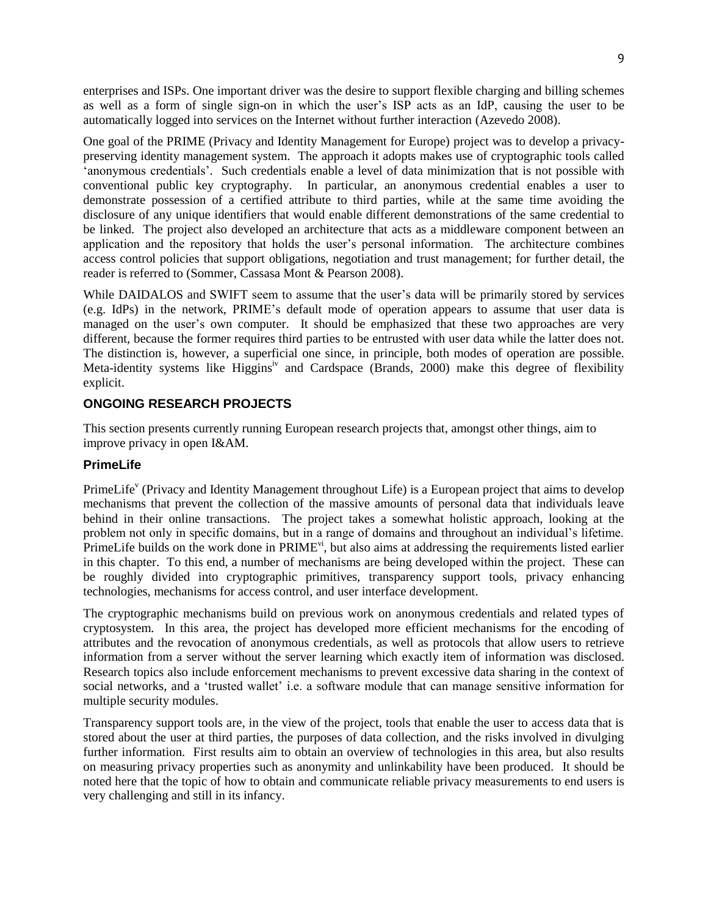enterprises and ISPs. One important driver was the desire to support flexible charging and billing schemes as well as a form of single sign-on in which the user's ISP acts as an IdP, causing the user to be automatically logged into services on the Internet without further interaction (Azevedo 2008).

One goal of the PRIME (Privacy and Identity Management for Europe) project was to develop a privacy-preserving identity management system. The approach it adopts makes use of cryptographic tools called 'anonymous credentials'. Such credentials enable a level of data minimization that is not possible with conventional public key cryptography. In particular, an anonymous credential enables a user to demonstrate possession of a certified attribute to third parties, while at the same time avoiding the disclosure of any unique identifiers that would enable different demonstrations of the same credential to be linked. The project also developed an architecture that acts as a middleware component between an application and the repository that holds the user's personal information. The architecture combines access control policies that support obligations, negotiation and trust management; for further detail, the reader is referred to (Sommer, Cassasa Mont & Pearson 2008).

While DAIDALOS and SWIFT seem to assume that the user's data will be primarily stored by services (e.g. IdPs) in the network, PRIME's default mode of operation appears to assume that user data is managed on the user's own computer. It should be emphasized that these two approaches are very different, because the former requires third parties to be entrusted with user data while the latter does not. The distinction is, however, a superficial one since, in principle, both modes of operation are possible. Meta-identity systems like Higgins[iv] and Cardspace (Brands, 2000) make this degree of flexibility explicit.

## ONGOING RESEARCH PROJECTS

This section presents currently running European research projects that, amongst other things, aim to improve privacy in open I&AM.

### PrimeLife

PrimeLife[v] (Privacy and Identity Management throughout Life) is a European project that aims to develop mechanisms that prevent the collection of the massive amounts of personal data that individuals leave behind in their online transactions. The project takes a somewhat holistic approach, looking at the problem not only in specific domains, but in a range of domains and throughout an individual's lifetime. PrimeLife builds on the work done in PRIME[vi], but also aims at addressing the requirements listed earlier in this chapter. To this end, a number of mechanisms are being developed within the project. These can be roughly divided into cryptographic primitives, transparency support tools, privacy enhancing technologies, mechanisms for access control, and user interface development.

The cryptographic mechanisms build on previous work on anonymous credentials and related types of cryptosystem. In this area, the project has developed more efficient mechanisms for the encoding of attributes and the revocation of anonymous credentials, as well as protocols that allow users to retrieve information from a server without the server learning which exactly item of information was disclosed. Research topics also include enforcement mechanisms to prevent excessive data sharing in the context of social networks, and a 'trusted wallet' i.e. a software module that can manage sensitive information for multiple security modules.

Transparency support tools are, in the view of the project, tools that enable the user to access data that is stored about the user at third parties, the purposes of data collection, and the risks involved in divulging further information. First results aim to obtain an overview of technologies in this area, but also results on measuring privacy properties such as anonymity and unlinkability have been produced. It should be noted here that the topic of how to obtain and communicate reliable privacy measurements to end users is very challenging and still in its infancy.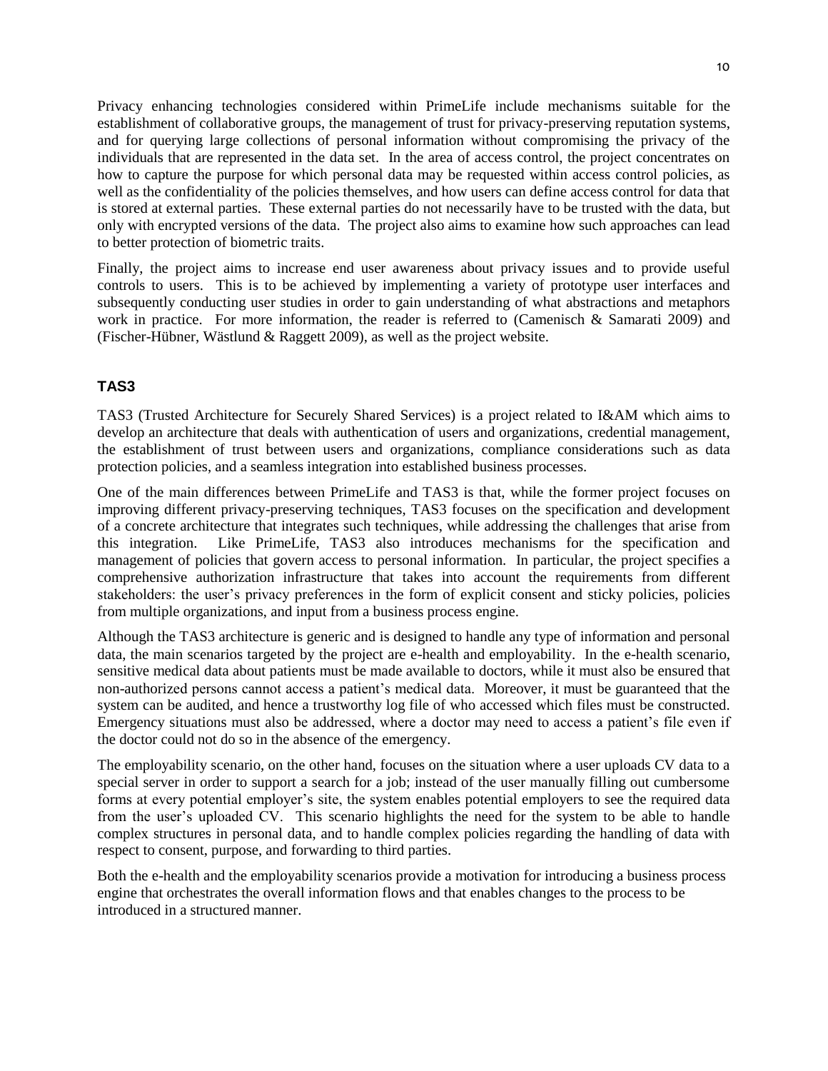Privacy enhancing technologies considered within PrimeLife include mechanisms suitable for the establishment of collaborative groups, the management of trust for privacy-preserving reputation systems, and for querying large collections of personal information without compromising the privacy of the individuals that are represented in the data set. In the area of access control, the project concentrates on how to capture the purpose for which personal data may be requested within access control policies, as well as the confidentiality of the policies themselves, and how users can define access control for data that is stored at external parties. These external parties do not necessarily have to be trusted with the data, but only with encrypted versions of the data. The project also aims to examine how such approaches can lead to better protection of biometric traits.

Finally, the project aims to increase end user awareness about privacy issues and to provide useful controls to users. This is to be achieved by implementing a variety of prototype user interfaces and subsequently conducting user studies in order to gain understanding of what abstractions and metaphors work in practice. For more information, the reader is referred to (Camenisch & Samarati 2009) and (Fischer-Hübner, Wästlund & Raggett 2009), as well as the project website.

### TAS3

TAS3 (Trusted Architecture for Securely Shared Services) is a project related to I&AM which aims to develop an architecture that deals with authentication of users and organizations, credential management, the establishment of trust between users and organizations, compliance considerations such as data protection policies, and a seamless integration into established business processes.

One of the main differences between PrimeLife and TAS3 is that, while the former project focuses on improving different privacy-preserving techniques, TAS3 focuses on the specification and development of a concrete architecture that integrates such techniques, while addressing the challenges that arise from this integration. Like PrimeLife, TAS3 also introduces mechanisms for the specification and management of policies that govern access to personal information. In particular, the project specifies a comprehensive authorization infrastructure that takes into account the requirements from different stakeholders: the user's privacy preferences in the form of explicit consent and sticky policies, policies from multiple organizations, and input from a business process engine.

Although the TAS3 architecture is generic and is designed to handle any type of information and personal data, the main scenarios targeted by the project are e-health and employability. In the e-health scenario, sensitive medical data about patients must be made available to doctors, while it must also be ensured that non-authorized persons cannot access a patient's medical data. Moreover, it must be guaranteed that the system can be audited, and hence a trustworthy log file of who accessed which files must be constructed. Emergency situations must also be addressed, where a doctor may need to access a patient's file even if the doctor could not do so in the absence of the emergency.

The employability scenario, on the other hand, focuses on the situation where a user uploads CV data to a special server in order to support a search for a job; instead of the user manually filling out cumbersome forms at every potential employer's site, the system enables potential employers to see the required data from the user's uploaded CV. This scenario highlights the need for the system to be able to handle complex structures in personal data, and to handle complex policies regarding the handling of data with respect to consent, purpose, and forwarding to third parties.

Both the e-health and the employability scenarios provide a motivation for introducing a business process engine that orchestrates the overall information flows and that enables changes to the process to be introduced in a structured manner.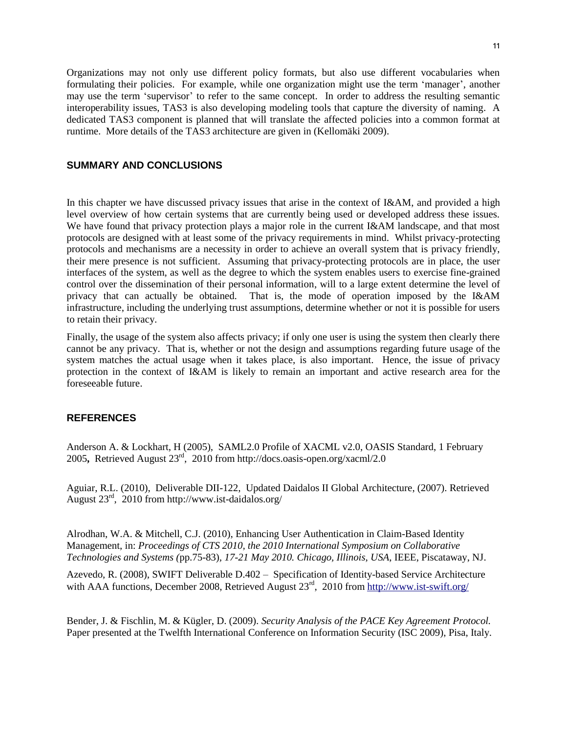Organizations may not only use different policy formats, but also use different vocabularies when formulating their policies. For example, while one organization might use the term 'manager', another may use the term 'supervisor' to refer to the same concept. In order to address the resulting semantic interoperability issues, TAS3 is also developing modeling tools that capture the diversity of naming. A dedicated TAS3 component is planned that will translate the affected policies into a common format at runtime. More details of the TAS3 architecture are given in (Kellomäki 2009).

## SUMMARY AND CONCLUSIONS

In this chapter we have discussed privacy issues that arise in the context of I&AM, and provided a high level overview of how certain systems that are currently being used or developed address these issues. We have found that privacy protection plays a major role in the current I&AM landscape, and that most protocols are designed with at least some of the privacy requirements in mind. Whilst privacy-protecting protocols and mechanisms are a necessity in order to achieve an overall system that is privacy friendly, their mere presence is not sufficient. Assuming that privacy-protecting protocols are in place, the user interfaces of the system, as well as the degree to which the system enables users to exercise fine-grained control over the dissemination of their personal information, will to a large extent determine the level of privacy that can actually be obtained. That is, the mode of operation imposed by the I&AM infrastructure, including the underlying trust assumptions, determine whether or not it is possible for users to retain their privacy.

Finally, the usage of the system also affects privacy; if only one user is using the system then clearly there cannot be any privacy. That is, whether or not the design and assumptions regarding future usage of the system matches the actual usage when it takes place, is also important. Hence, the issue of privacy protection in the context of I&AM is likely to remain an important and active research area for the foreseeable future.

## REFERENCES

Anderson A. & Lockhart, H (2005), SAML2.0 Profile of XACML v2.0, OASIS Standard, 1 February 2005**,** Retrieved August 23rd, 2010 from http://docs.oasis-open.org/xacml/2.0

Aguiar, R.L. (2010), Deliverable DII-122, Updated Daidalos II Global Architecture, (2007). Retrieved August 23rd, 2010 from http://www.ist-daidalos.org/

Alrodhan, W.A. & Mitchell, C.J. (2010), Enhancing User Authentication in Claim-Based Identity Management, in: *Proceedings of CTS 2010, the 2010 International Symposium on Collaborative Technologies and Systems (*pp.75-83)*, 17-21 May 2010. Chicago, Illinois, USA*, IEEE, Piscataway, NJ.

Azevedo, R. (2008), SWIFT Deliverable D.402 – Specification of Identity-based Service Architecture with AAA functions, December 2008, Retrieved August 23rd, 2010 from http://www.ist-swift.org/

Bender, J. & Fischlin, M. & Kügler, D. (2009). *Security Analysis of the PACE Key Agreement Protocol.* Paper presented at the Twelfth International Conference on Information Security (ISC 2009), Pisa, Italy.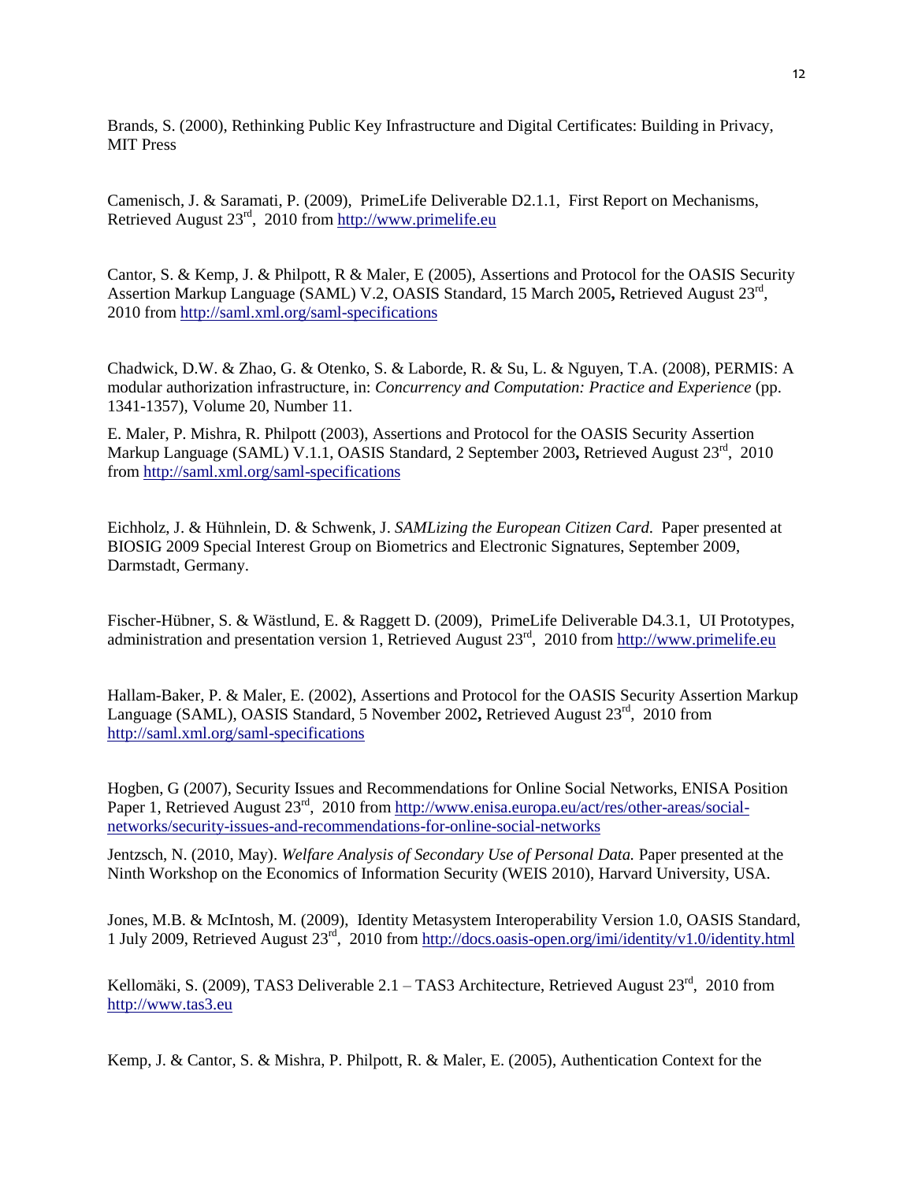Brands, S. (2000), Rethinking Public Key Infrastructure and Digital Certificates: Building in Privacy, MIT Press

Camenisch, J. & Saramati, P. (2009), PrimeLife Deliverable D2.1.1, First Report on Mechanisms, Retrieved August 23rd, 2010 from http://www.primelife.eu

Cantor, S. & Kemp, J. & Philpott, R & Maler, E (2005), Assertions and Protocol for the OASIS Security Assertion Markup Language (SAML) V.2, OASIS Standard, 15 March 2005**,** Retrieved August 23rd, 2010 from http://saml.xml.org/saml-specifications

Chadwick, D.W. & Zhao, G. & Otenko, S. & Laborde, R. & Su, L. & Nguyen, T.A. (2008), PERMIS: A modular authorization infrastructure, in: *Concurrency and Computation: Practice and Experience* (pp. 1341-1357), Volume 20, Number 11.

E. Maler, P. Mishra, R. Philpott (2003), Assertions and Protocol for the OASIS Security Assertion Markup Language (SAML) V.1.1, OASIS Standard, 2 September 2003**,** Retrieved August 23rd, 2010 from http://saml.xml.org/saml-specifications

Eichholz, J. & Hühnlein, D. & Schwenk, J. *SAMLizing the European Citizen Card*. Paper presented at BIOSIG 2009 Special Interest Group on Biometrics and Electronic Signatures, September 2009, Darmstadt, Germany.

Fischer-Hübner, S. & Wästlund, E. & Raggett D. (2009), PrimeLife Deliverable D4.3.1, UI Prototypes, administration and presentation version 1, Retrieved August 23rd, 2010 from http://www.primelife.eu

Hallam-Baker, P. & Maler, E. (2002), Assertions and Protocol for the OASIS Security Assertion Markup Language (SAML), OASIS Standard, 5 November 2002**,** Retrieved August 23rd, 2010 from http://saml.xml.org/saml-specifications

Hogben, G (2007), Security Issues and Recommendations for Online Social Networks, ENISA Position Paper 1, Retrieved August 23rd, 2010 from http://www.enisa.europa.eu/act/res/other-areas/social-networks/security-issues-and-recommendations-for-online-social-networks

Jentzsch, N. (2010, May). *Welfare Analysis of Secondary Use of Personal Data.* Paper presented at the Ninth Workshop on the Economics of Information Security (WEIS 2010), Harvard University, USA.

Jones, M.B. & McIntosh, M. (2009), Identity Metasystem Interoperability Version 1.0, OASIS Standard, 1 July 2009, Retrieved August 23rd, 2010 from http://docs.oasis-open.org/imi/identity/v1.0/identity.html

Kellomäki, S. (2009), TAS3 Deliverable 2.1 – TAS3 Architecture, Retrieved August 23rd, 2010 from http://www.tas3.eu

Kemp, J. & Cantor, S. & Mishra, P. Philpott, R. & Maler, E. (2005), Authentication Context for the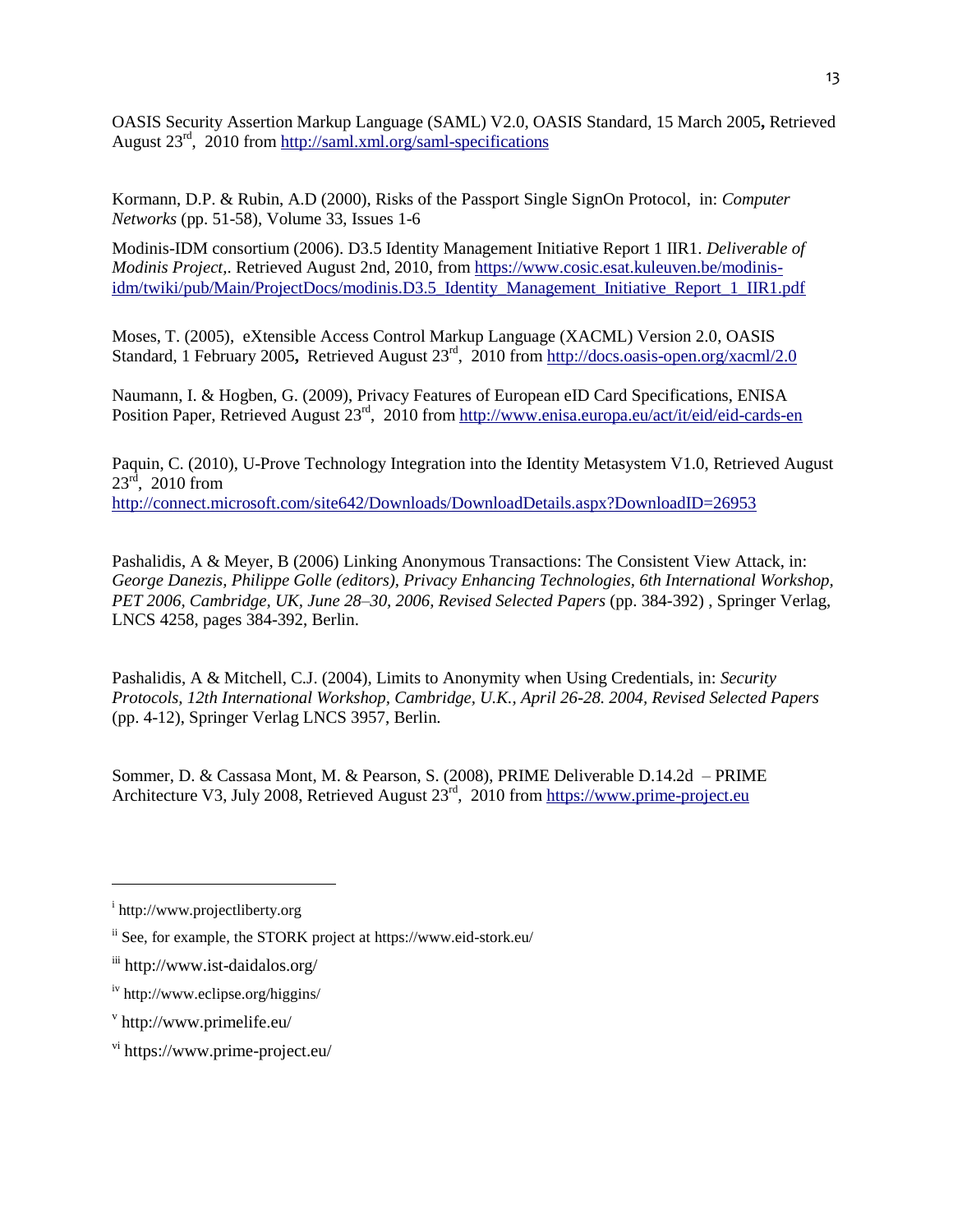OASIS Security Assertion Markup Language (SAML) V2.0, OASIS Standard, 15 March 2005**,** Retrieved August 23rd, 2010 from http://saml.xml.org/saml-specifications

Kormann, D.P. & Rubin, A.D (2000), Risks of the Passport Single SignOn Protocol, in: *Computer Networks* (pp. 51-58), Volume 33, Issues 1-6

Modinis-IDM consortium (2006). D3.5 Identity Management Initiative Report 1 IIR1. *Deliverable of Modinis Project*,. Retrieved August 2nd, 2010, from https://www.cosic.esat.kuleuven.be/modinis-idm/twiki/pub/Main/ProjectDocs/modinis.D3.5_Identity_Management_Initiative_Report_1_IIR1.pdf

Moses, T. (2005), eXtensible Access Control Markup Language (XACML) Version 2.0, OASIS Standard, 1 February 2005**,** Retrieved August 23rd, 2010 from http://docs.oasis-open.org/xacml/2.0

Naumann, I. & Hogben, G. (2009), Privacy Features of European eID Card Specifications, ENISA Position Paper, Retrieved August 23rd, 2010 from http://www.enisa.europa.eu/act/it/eid/eid-cards-en

Paquin, C. (2010), U-Prove Technology Integration into the Identity Metasystem V1.0, Retrieved August 23rd, 2010 from http://connect.microsoft.com/site642/Downloads/DownloadDetails.aspx?DownloadID=26953

Pashalidis, A & Meyer, B (2006) Linking Anonymous Transactions: The Consistent View Attack, in: *George Danezis, Philippe Golle (editors), Privacy Enhancing Technologies, 6th International Workshop, PET 2006, Cambridge, UK, June 28–30, 2006, Revised Selected Papers* (pp. 384-392) , Springer Verlag, LNCS 4258, pages 384-392, Berlin.

Pashalidis, A & Mitchell, C.J. (2004), Limits to Anonymity when Using Credentials, in: *Security Protocols, 12th International Workshop, Cambridge, U.K., April 26-28. 2004, Revised Selected Papers* (pp. 4-12), Springer Verlag LNCS 3957, Berlin.

Sommer, D. & Cassasa Mont, M. & Pearson, S. (2008), PRIME Deliverable D.14.2d – PRIME Architecture V3, July 2008, Retrieved August 23rd, 2010 from https://www.prime-project.eu

---

[i] http://www.projectliberty.org

[ii] See, for example, the STORK project at https://www.eid-stork.eu/

[iii] http://www.ist-daidalos.org/

[iv] http://www.eclipse.org/higgins/

[v] http://www.primelife.eu/

[vi] https://www.prime-project.eu/